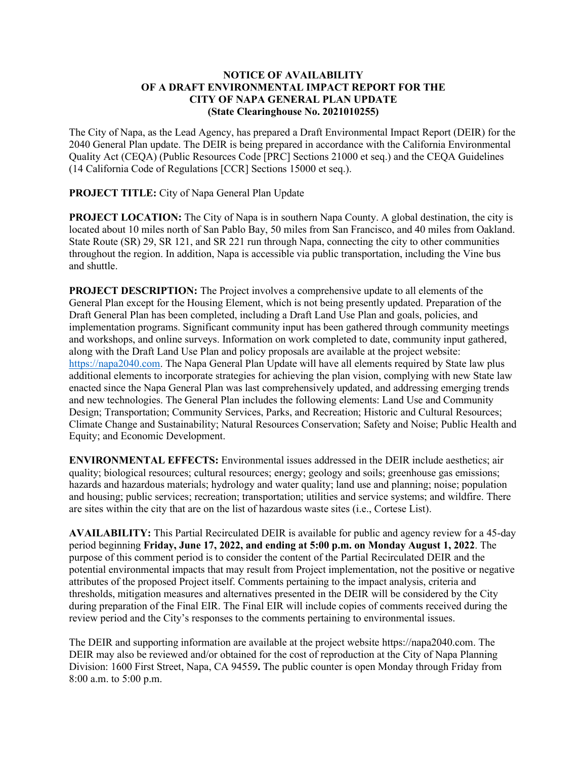# NOTICE OF AVAILABILITY OF A DRAFT ENVIRONMENTAL IMPACT REPORT FOR THE CITY OF NAPA GENERAL PLAN UPDATE (State Clearinghouse No. 2021010255)

The City of Napa, as the Lead Agency, has prepared a Draft Environmental Impact Report (DEIR) for the 2040 General Plan update. The DEIR is being prepared in accordance with the California Environmental Quality Act (CEQA) (Public Resources Code [PRC] Sections 21000 et seq.) and the CEQA Guidelines (14 California Code of Regulations [CCR] Sections 15000 et seq.).

**PROJECT TITLE:** City of Napa General Plan Update

**PROJECT LOCATION:** The City of Napa is in southern Napa County. A global destination, the city is located about 10 miles north of San Pablo Bay, 50 miles from San Francisco, and 40 miles from Oakland. State Route (SR) 29, SR 121, and SR 221 run through Napa, connecting the city to other communities throughout the region. In addition, Napa is accessible via public transportation, including the Vine bus and shuttle.

**PROJECT DESCRIPTION:** The Project involves a comprehensive update to all elements of the General Plan except for the Housing Element, which is not being presently updated. Preparation of the Draft General Plan has been completed, including a Draft Land Use Plan and goals, policies, and implementation programs. Significant community input has been gathered through community meetings and workshops, and online surveys. Information on work completed to date, community input gathered, along with the Draft Land Use Plan and policy proposals are available at the project website: [https://napa2040.com](https://napa2040.com). The Napa General Plan Update will have all elements required by State law plus additional elements to incorporate strategies for achieving the plan vision, complying with new State law enacted since the Napa General Plan was last comprehensively updated, and addressing emerging trends and new technologies. The General Plan includes the following elements: Land Use and Community Design; Transportation; Community Services, Parks, and Recreation; Historic and Cultural Resources; Climate Change and Sustainability; Natural Resources Conservation; Safety and Noise; Public Health and Equity; and Economic Development.

**ENVIRONMENTAL EFFECTS:** Environmental issues addressed in the DEIR include aesthetics; air quality; biological resources; cultural resources; energy; geology and soils; greenhouse gas emissions; hazards and hazardous materials; hydrology and water quality; land use and planning; noise; population and housing; public services; recreation; transportation; utilities and service systems; and wildfire. There are sites within the city that are on the list of hazardous waste sites (i.e., Cortese List).

**AVAILABILITY:** This Partial Recirculated DEIR is available for public and agency review for a 45-day period beginning **Friday, June 17, 2022, and ending at 5:00 p.m. on Monday August 1, 2022**. The purpose of this comment period is to consider the content of the Partial Recirculated DEIR and the potential environmental impacts that may result from Project implementation, not the positive or negative attributes of the proposed Project itself. Comments pertaining to the impact analysis, criteria and thresholds, mitigation measures and alternatives presented in the DEIR will be considered by the City during preparation of the Final EIR. The Final EIR will include copies of comments received during the review period and the City's responses to the comments pertaining to environmental issues.

The DEIR and supporting information are available at the project website https://napa2040.com. The DEIR may also be reviewed and/or obtained for the cost of reproduction at the City of Napa Planning Division: 1600 First Street, Napa, CA 94559**.** The public counter is open Monday through Friday from 8:00 a.m. to 5:00 p.m.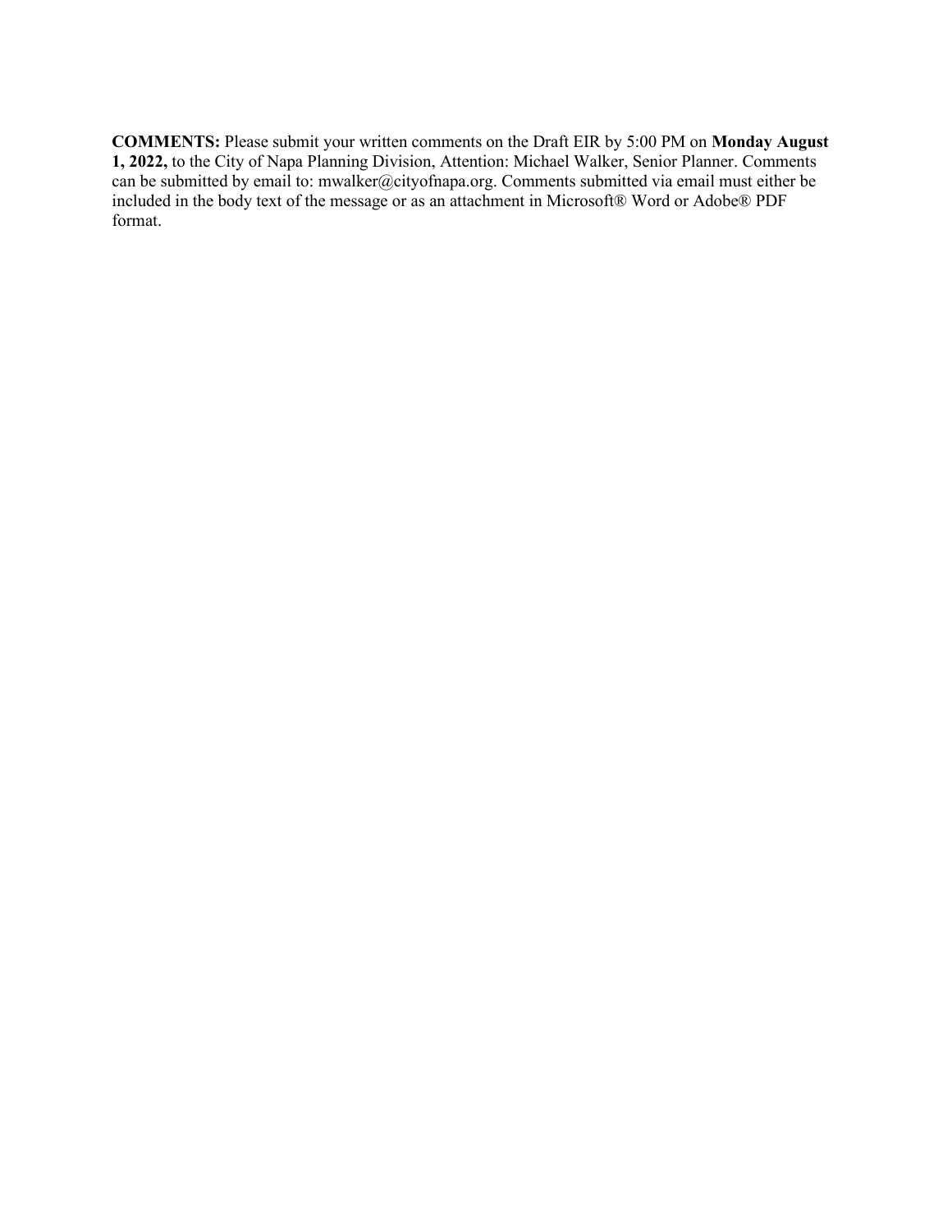**COMMENTS:** Please submit your written comments on the Draft EIR by 5:00 PM on **Monday August 1, 2022,** to the City of Napa Planning Division, Attention: Michael Walker, Senior Planner. Comments can be submitted by email to: mwalker@cityofnapa.org. Comments submitted via email must either be included in the body text of the message or as an attachment in Microsoft® Word or Adobe® PDF format.